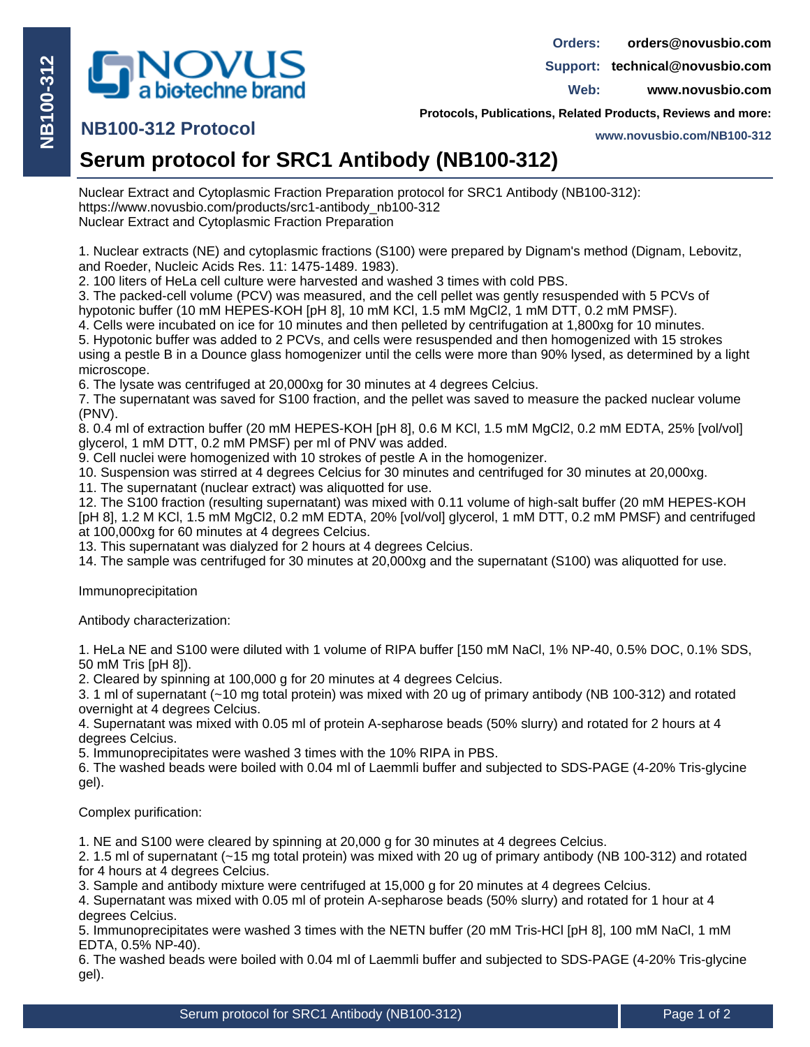# NB100-312 Protocol

Orders: orders@novusbio.com
Support: technical@novusbio.com
Web: www.novusbio.com

Protocols, Publications, Related Products, Reviews and more:
www.novusbio.com/NB100-312

## Serum protocol for SRC1 Antibody (NB100-312)

Nuclear Extract and Cytoplasmic Fraction Preparation protocol for SRC1 Antibody (NB100-312):
https://www.novusbio.com/products/src1-antibody_nb100-312
Nuclear Extract and Cytoplasmic Fraction Preparation

1. Nuclear extracts (NE) and cytoplasmic fractions (S100) were prepared by Dignam's method (Dignam, Lebovitz, and Roeder, Nucleic Acids Res. 11: 1475-1489. 1983).
2. 100 liters of HeLa cell culture were harvested and washed 3 times with cold PBS.
3. The packed-cell volume (PCV) was measured, and the cell pellet was gently resuspended with 5 PCVs of hypotonic buffer (10 mM HEPES-KOH [pH 8], 10 mM KCl, 1.5 mM $MgCl_2$, 1 mM DTT, 0.2 mM PMSF).
4. Cells were incubated on ice for 10 minutes and then pelleted by centrifugation at 1,800xg for 10 minutes.
5. Hypotonic buffer was added to 2 PCVs, and cells were resuspended and then homogenized with 15 strokes using a pestle B in a Dounce glass homogenizer until the cells were more than 90% lysed, as determined by a light microscope.
6. The lysate was centrifuged at 20,000xg for 30 minutes at 4 degrees Celcius.
7. The supernatant was saved for S100 fraction, and the pellet was saved to measure the packed nuclear volume (PNV).
8. 0.4 ml of extraction buffer (20 mM HEPES-KOH [pH 8], 0.6 M KCl, 1.5 mM $MgCl_2$, 0.2 mM EDTA, 25% [vol/vol] glycerol, 1 mM DTT, 0.2 mM PMSF) per ml of PNV was added.
9. Cell nuclei were homogenized with 10 strokes of pestle A in the homogenizer.
10. Suspension was stirred at 4 degrees Celcius for 30 minutes and centrifuged for 30 minutes at 20,000xg.
11. The supernatant (nuclear extract) was aliquotted for use.
12. The S100 fraction (resulting supernatant) was mixed with 0.11 volume of high-salt buffer (20 mM HEPES-KOH [pH 8], 1.2 M KCl, 1.5 mM $MgCl_2$, 0.2 mM EDTA, 20% [vol/vol] glycerol, 1 mM DTT, 0.2 mM PMSF) and centrifuged at 100,000xg for 60 minutes at 4 degrees Celcius.
13. This supernatant was dialyzed for 2 hours at 4 degrees Celcius.
14. The sample was centrifuged for 30 minutes at 20,000xg and the supernatant (S100) was aliquotted for use.

Immunoprecipitation

Antibody characterization:

1. HeLa NE and S100 were diluted with 1 volume of RIPA buffer [150 mM NaCl, 1% NP-40, 0.5% DOC, 0.1% SDS, 50 mM Tris [pH 8]).
2. Cleared by spinning at 100,000 g for 20 minutes at 4 degrees Celcius.
3. 1 ml of supernatant (~10 mg total protein) was mixed with 20 ug of primary antibody (NB 100-312) and rotated overnight at 4 degrees Celcius.
4. Supernatant was mixed with 0.05 ml of protein A-sepharose beads (50% slurry) and rotated for 2 hours at 4 degrees Celcius.
5. Immunoprecipitates were washed 3 times with the 10% RIPA in PBS.
6. The washed beads were boiled with 0.04 ml of Laemmli buffer and subjected to SDS-PAGE (4-20% Tris-glycine gel).

Complex purification:

1. NE and S100 were cleared by spinning at 20,000 g for 30 minutes at 4 degrees Celcius.
2. 1.5 ml of supernatant (~15 mg total protein) was mixed with 20 ug of primary antibody (NB 100-312) and rotated for 4 hours at 4 degrees Celcius.
3. Sample and antibody mixture were centrifuged at 15,000 g for 20 minutes at 4 degrees Celcius.
4. Supernatant was mixed with 0.05 ml of protein A-sepharose beads (50% slurry) and rotated for 1 hour at 4 degrees Celcius.
5. Immunoprecipitates were washed 3 times with the NETN buffer (20 mM Tris-HCl [pH 8], 100 mM NaCl, 1 mM EDTA, 0.5% NP-40).
6. The washed beads were boiled with 0.04 ml of Laemmli buffer and subjected to SDS-PAGE (4-20% Tris-glycine gel).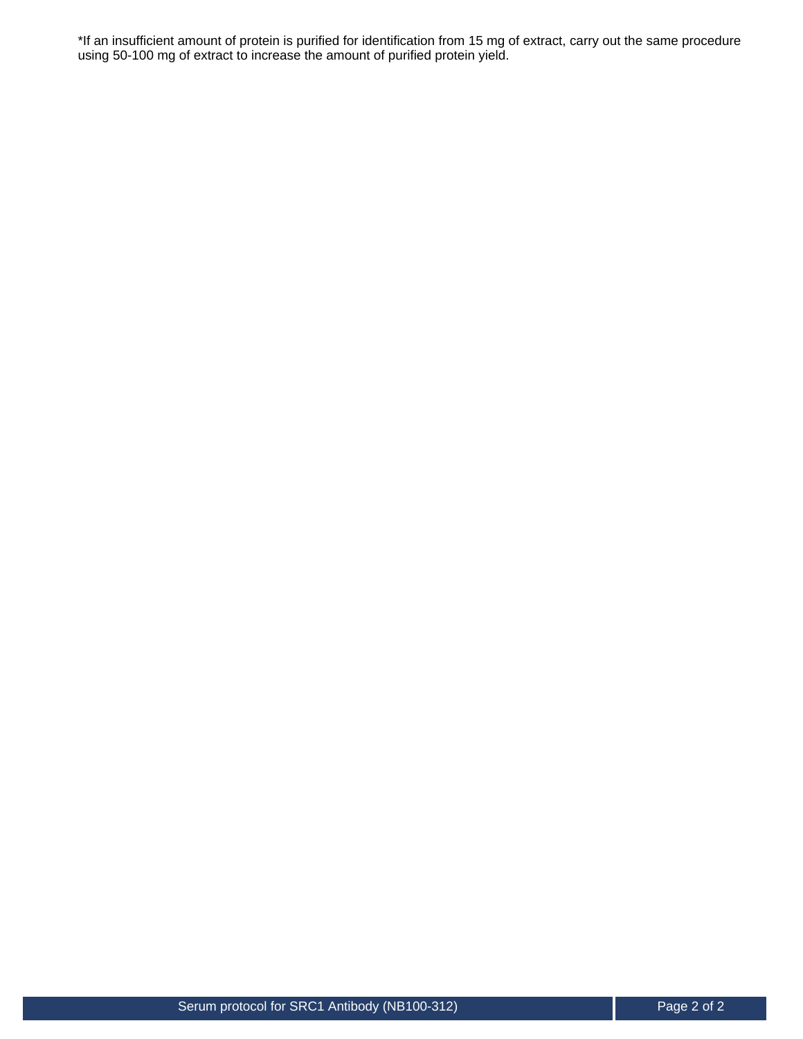*If an insufficient amount of protein is purified for identification from 15 mg of extract, carry out the same procedure using 50-100 mg of extract to increase the amount of purified protein yield.